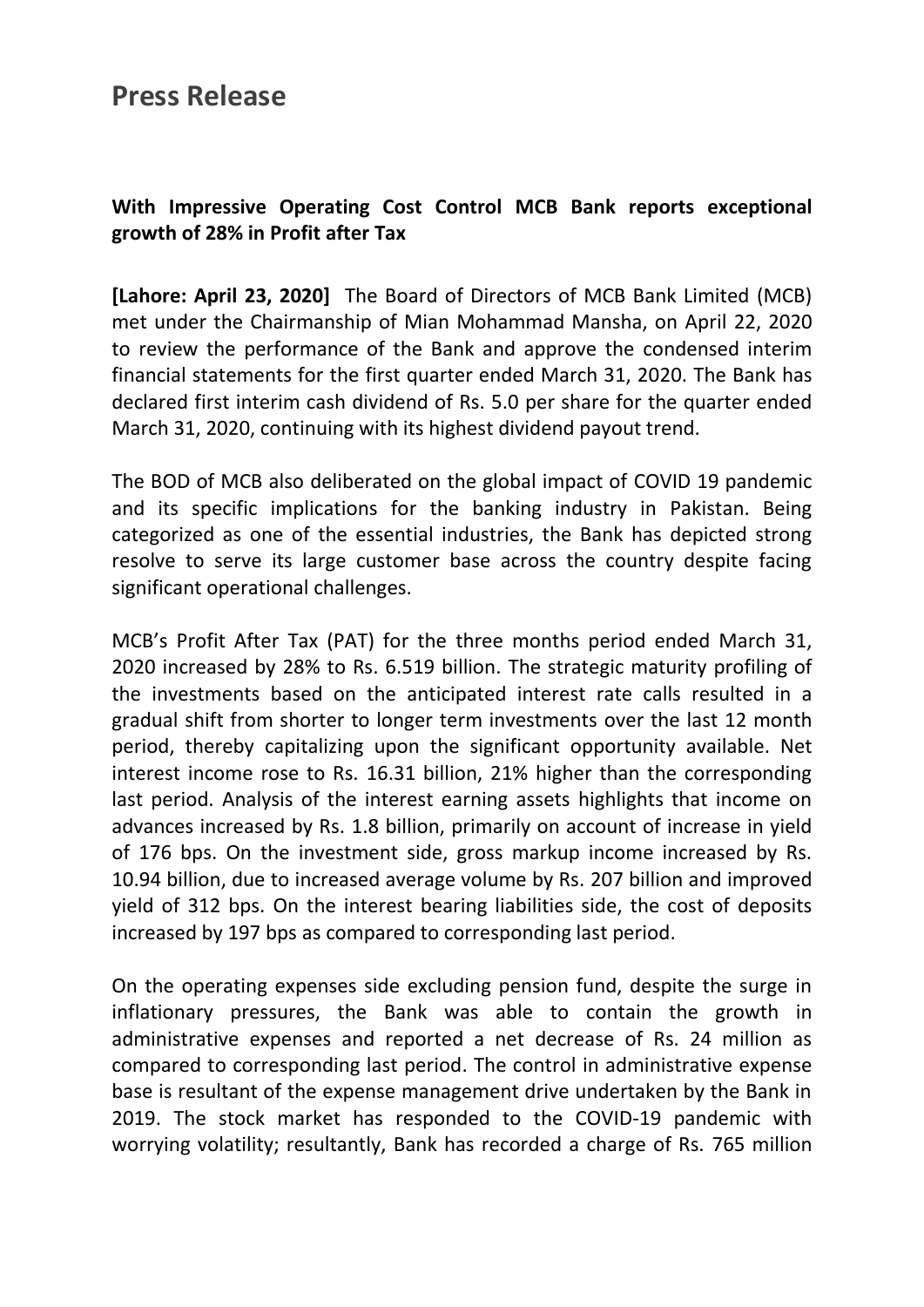# Press Release

**With Impressive Operating Cost Control MCB Bank reports exceptional growth of 28% in Profit after Tax**

**[Lahore: April 23, 2020]** The Board of Directors of MCB Bank Limited (MCB) met under the Chairmanship of Mian Mohammad Mansha, on April 22, 2020 to review the performance of the Bank and approve the condensed interim financial statements for the first quarter ended March 31, 2020. The Bank has declared first interim cash dividend of Rs. 5.0 per share for the quarter ended March 31, 2020, continuing with its highest dividend payout trend.

The BOD of MCB also deliberated on the global impact of COVID 19 pandemic and its specific implications for the banking industry in Pakistan. Being categorized as one of the essential industries, the Bank has depicted strong resolve to serve its large customer base across the country despite facing significant operational challenges.

MCB's Profit After Tax (PAT) for the three months period ended March 31, 2020 increased by 28% to Rs. 6.519 billion. The strategic maturity profiling of the investments based on the anticipated interest rate calls resulted in a gradual shift from shorter to longer term investments over the last 12 month period, thereby capitalizing upon the significant opportunity available. Net interest income rose to Rs. 16.31 billion, 21% higher than the corresponding last period. Analysis of the interest earning assets highlights that income on advances increased by Rs. 1.8 billion, primarily on account of increase in yield of 176 bps. On the investment side, gross markup income increased by Rs. 10.94 billion, due to increased average volume by Rs. 207 billion and improved yield of 312 bps. On the interest bearing liabilities side, the cost of deposits increased by 197 bps as compared to corresponding last period.

On the operating expenses side excluding pension fund, despite the surge in inflationary pressures, the Bank was able to contain the growth in administrative expenses and reported a net decrease of Rs. 24 million as compared to corresponding last period. The control in administrative expense base is resultant of the expense management drive undertaken by the Bank in 2019. The stock market has responded to the COVID-19 pandemic with worrying volatility; resultantly, Bank has recorded a charge of Rs. 765 million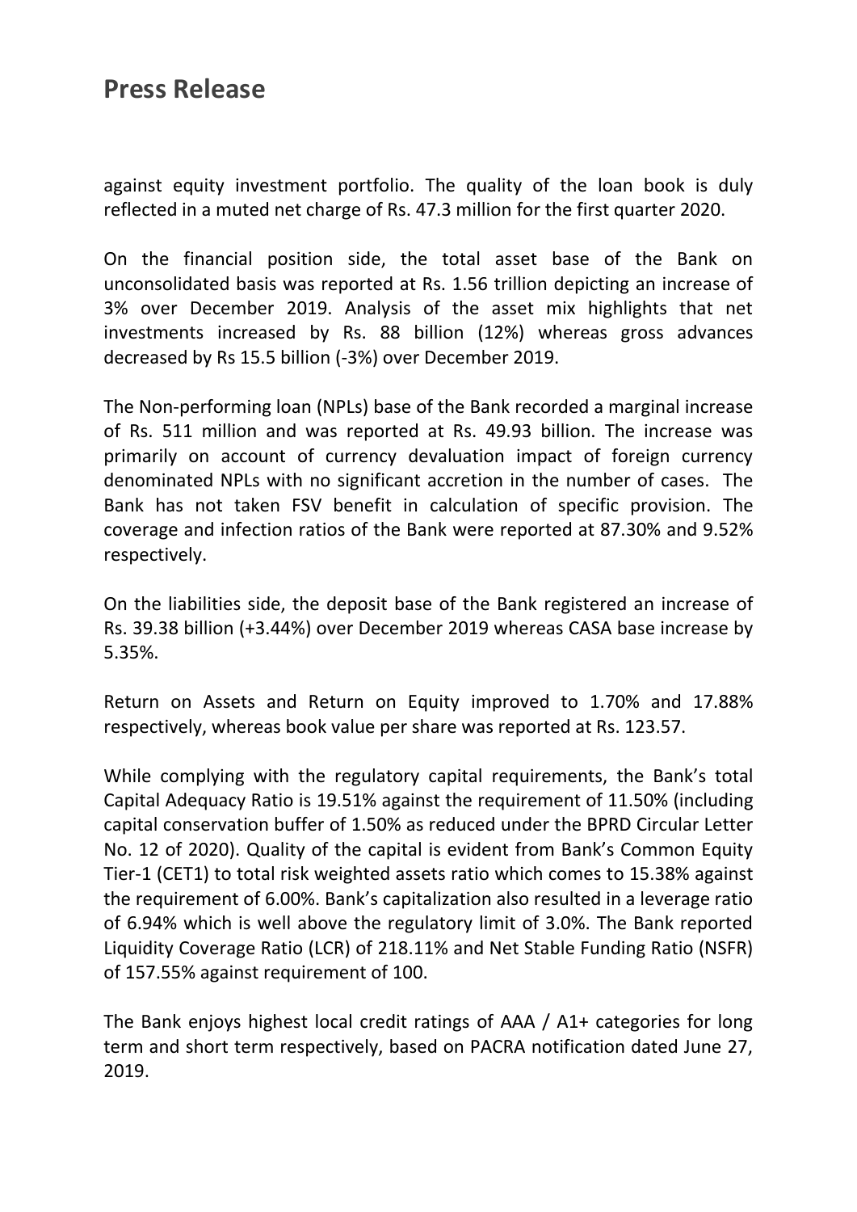against equity investment portfolio. The quality of the loan book is duly reflected in a muted net charge of Rs. 47.3 million for the first quarter 2020.

On the financial position side, the total asset base of the Bank on unconsolidated basis was reported at Rs. 1.56 trillion depicting an increase of 3% over December 2019. Analysis of the asset mix highlights that net investments increased by Rs. 88 billion (12%) whereas gross advances decreased by Rs 15.5 billion (-3%) over December 2019.

The Non-performing loan (NPLs) base of the Bank recorded a marginal increase of Rs. 511 million and was reported at Rs. 49.93 billion. The increase was primarily on account of currency devaluation impact of foreign currency denominated NPLs with no significant accretion in the number of cases. The Bank has not taken FSV benefit in calculation of specific provision. The coverage and infection ratios of the Bank were reported at 87.30% and 9.52% respectively.

On the liabilities side, the deposit base of the Bank registered an increase of Rs. 39.38 billion (+3.44%) over December 2019 whereas CASA base increase by 5.35%.

Return on Assets and Return on Equity improved to 1.70% and 17.88% respectively, whereas book value per share was reported at Rs. 123.57.

While complying with the regulatory capital requirements, the Bank's total Capital Adequacy Ratio is 19.51% against the requirement of 11.50% (including capital conservation buffer of 1.50% as reduced under the BPRD Circular Letter No. 12 of 2020). Quality of the capital is evident from Bank's Common Equity Tier-1 (CET1) to total risk weighted assets ratio which comes to 15.38% against the requirement of 6.00%. Bank's capitalization also resulted in a leverage ratio of 6.94% which is well above the regulatory limit of 3.0%. The Bank reported Liquidity Coverage Ratio (LCR) of 218.11% and Net Stable Funding Ratio (NSFR) of 157.55% against requirement of 100.

The Bank enjoys highest local credit ratings of AAA / A1+ categories for long term and short term respectively, based on PACRA notification dated June 27, 2019.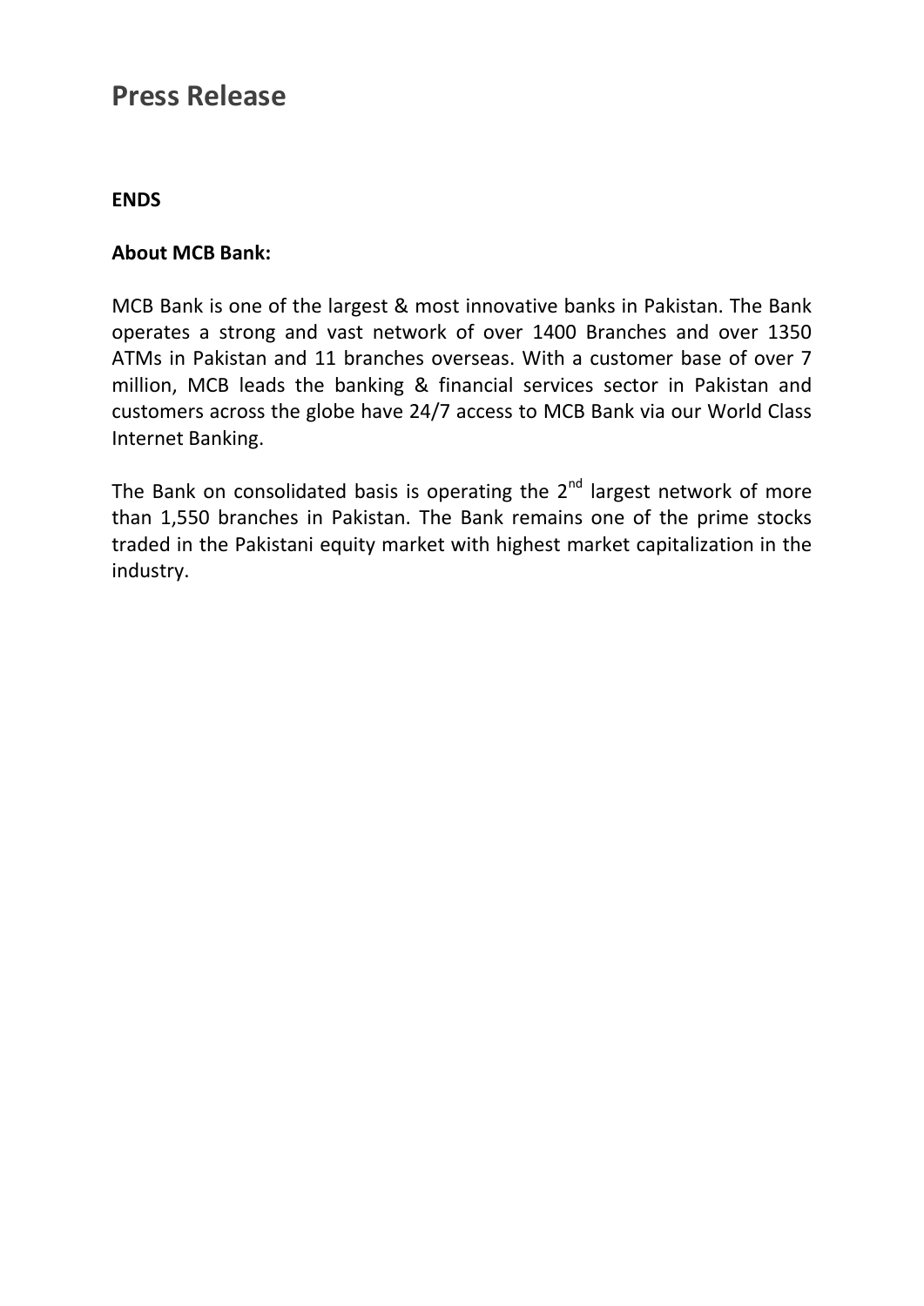# Press Release

**ENDS**

**About MCB Bank:**

MCB Bank is one of the largest & most innovative banks in Pakistan. The Bank operates a strong and vast network of over 1400 Branches and over 1350 ATMs in Pakistan and 11 branches overseas. With a customer base of over 7 million, MCB leads the banking & financial services sector in Pakistan and customers across the globe have 24/7 access to MCB Bank via our World Class Internet Banking.

The Bank on consolidated basis is operating the 2nd largest network of more than 1,550 branches in Pakistan. The Bank remains one of the prime stocks traded in the Pakistani equity market with highest market capitalization in the industry.